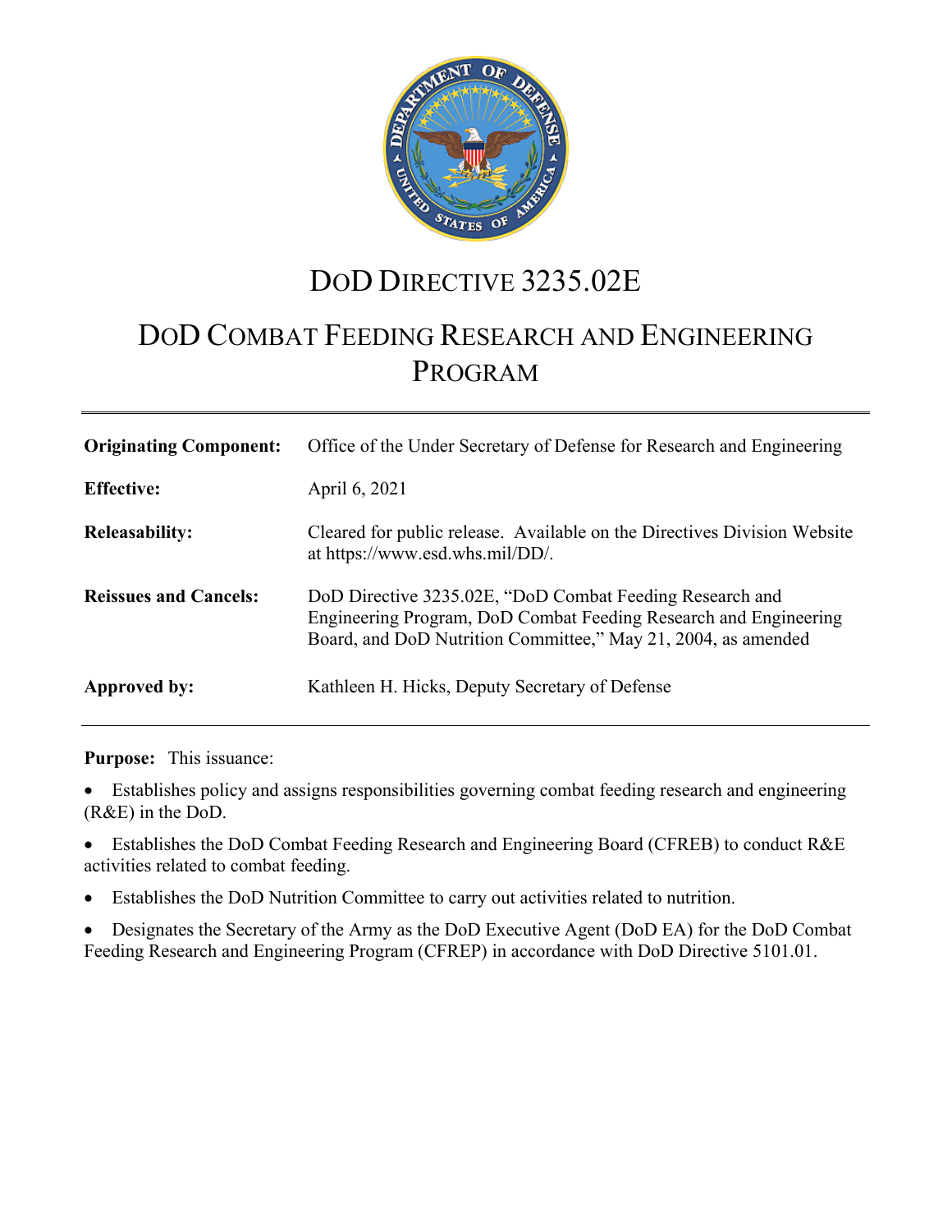# DoD Directive 3235.02E

# DoD Combat Feeding Research and Engineering Program

| | |
|---|---|
| **Originating Component:** | Office of the Under Secretary of Defense for Research and Engineering |
| **Effective:** | April 6, 2021 |
| **Releasability:** | Cleared for public release. Available on the Directives Division Website at https://www.esd.whs.mil/DD/. |
| **Reissues and Cancels:** | DoD Directive 3235.02E, "DoD Combat Feeding Research and Engineering Program, DoD Combat Feeding Research and Engineering Board, and DoD Nutrition Committee," May 21, 2004, as amended |
| **Approved by:** | Kathleen H. Hicks, Deputy Secretary of Defense |

**Purpose:** This issuance:

- Establishes policy and assigns responsibilities governing combat feeding research and engineering (R&E) in the DoD.
- Establishes the DoD Combat Feeding Research and Engineering Board (CFREB) to conduct R&E activities related to combat feeding.
- Establishes the DoD Nutrition Committee to carry out activities related to nutrition.
- Designates the Secretary of the Army as the DoD Executive Agent (DoD EA) for the DoD Combat Feeding Research and Engineering Program (CFREP) in accordance with DoD Directive 5101.01.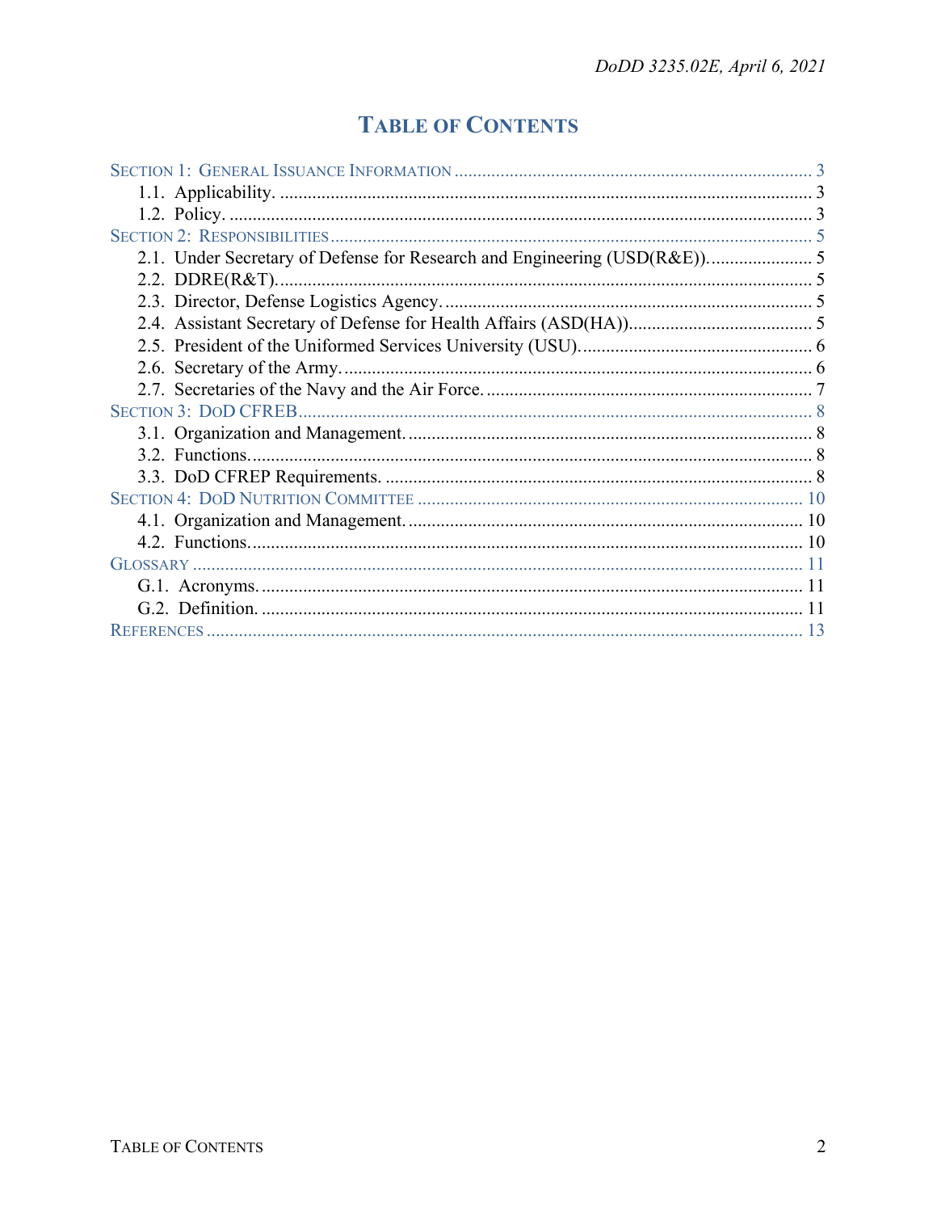# TABLE OF CONTENTS

SECTION 1: GENERAL ISSUANCE INFORMATION ........ 3
- 1.1. Applicability. ........ 3
- 1.2. Policy. ........ 3

SECTION 2: RESPONSIBILITIES ........ 5
- 2.1. Under Secretary of Defense for Research and Engineering (USD(R&E)). ........ 5
- 2.2. DDRE(R&T). ........ 5
- 2.3. Director, Defense Logistics Agency. ........ 5
- 2.4. Assistant Secretary of Defense for Health Affairs (ASD(HA)). ........ 5
- 2.5. President of the Uniformed Services University (USU). ........ 6
- 2.6. Secretary of the Army. ........ 6
- 2.7. Secretaries of the Navy and the Air Force. ........ 7

SECTION 3: DOD CFREB ........ 8
- 3.1. Organization and Management. ........ 8
- 3.2. Functions. ........ 8
- 3.3. DoD CFREP Requirements. ........ 8

SECTION 4: DOD NUTRITION COMMITTEE ........ 10
- 4.1. Organization and Management. ........ 10
- 4.2. Functions. ........ 10

GLOSSARY ........ 11
- G.1. Acronyms. ........ 11
- G.2. Definition. ........ 11

REFERENCES ........ 13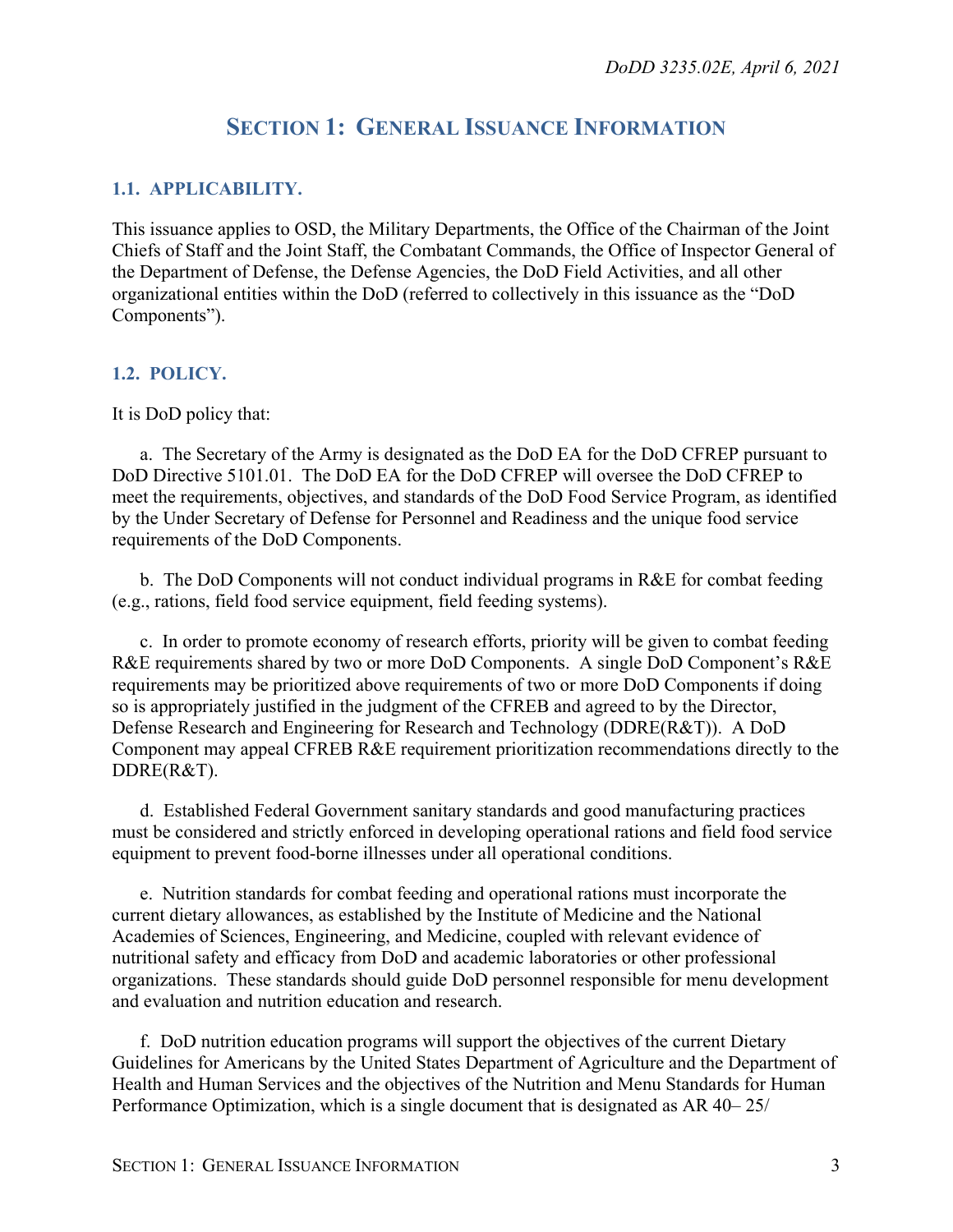# SECTION 1: GENERAL ISSUANCE INFORMATION

## 1.1. APPLICABILITY.

This issuance applies to OSD, the Military Departments, the Office of the Chairman of the Joint Chiefs of Staff and the Joint Staff, the Combatant Commands, the Office of Inspector General of the Department of Defense, the Defense Agencies, the DoD Field Activities, and all other organizational entities within the DoD (referred to collectively in this issuance as the "DoD Components").

## 1.2. POLICY.

It is DoD policy that:

a. The Secretary of the Army is designated as the DoD EA for the DoD CFREP pursuant to DoD Directive 5101.01. The DoD EA for the DoD CFREP will oversee the DoD CFREP to meet the requirements, objectives, and standards of the DoD Food Service Program, as identified by the Under Secretary of Defense for Personnel and Readiness and the unique food service requirements of the DoD Components.

b. The DoD Components will not conduct individual programs in R&E for combat feeding (e.g., rations, field food service equipment, field feeding systems).

c. In order to promote economy of research efforts, priority will be given to combat feeding R&E requirements shared by two or more DoD Components. A single DoD Component's R&E requirements may be prioritized above requirements of two or more DoD Components if doing so is appropriately justified in the judgment of the CFREB and agreed to by the Director, Defense Research and Engineering for Research and Technology (DDRE(R&T)). A DoD Component may appeal CFREB R&E requirement prioritization recommendations directly to the DDRE(R&T).

d. Established Federal Government sanitary standards and good manufacturing practices must be considered and strictly enforced in developing operational rations and field food service equipment to prevent food-borne illnesses under all operational conditions.

e. Nutrition standards for combat feeding and operational rations must incorporate the current dietary allowances, as established by the Institute of Medicine and the National Academies of Sciences, Engineering, and Medicine, coupled with relevant evidence of nutritional safety and efficacy from DoD and academic laboratories or other professional organizations. These standards should guide DoD personnel responsible for menu development and evaluation and nutrition education and research.

f. DoD nutrition education programs will support the objectives of the current Dietary Guidelines for Americans by the United States Department of Agriculture and the Department of Health and Human Services and the objectives of the Nutrition and Menu Standards for Human Performance Optimization, which is a single document that is designated as AR 40– 25/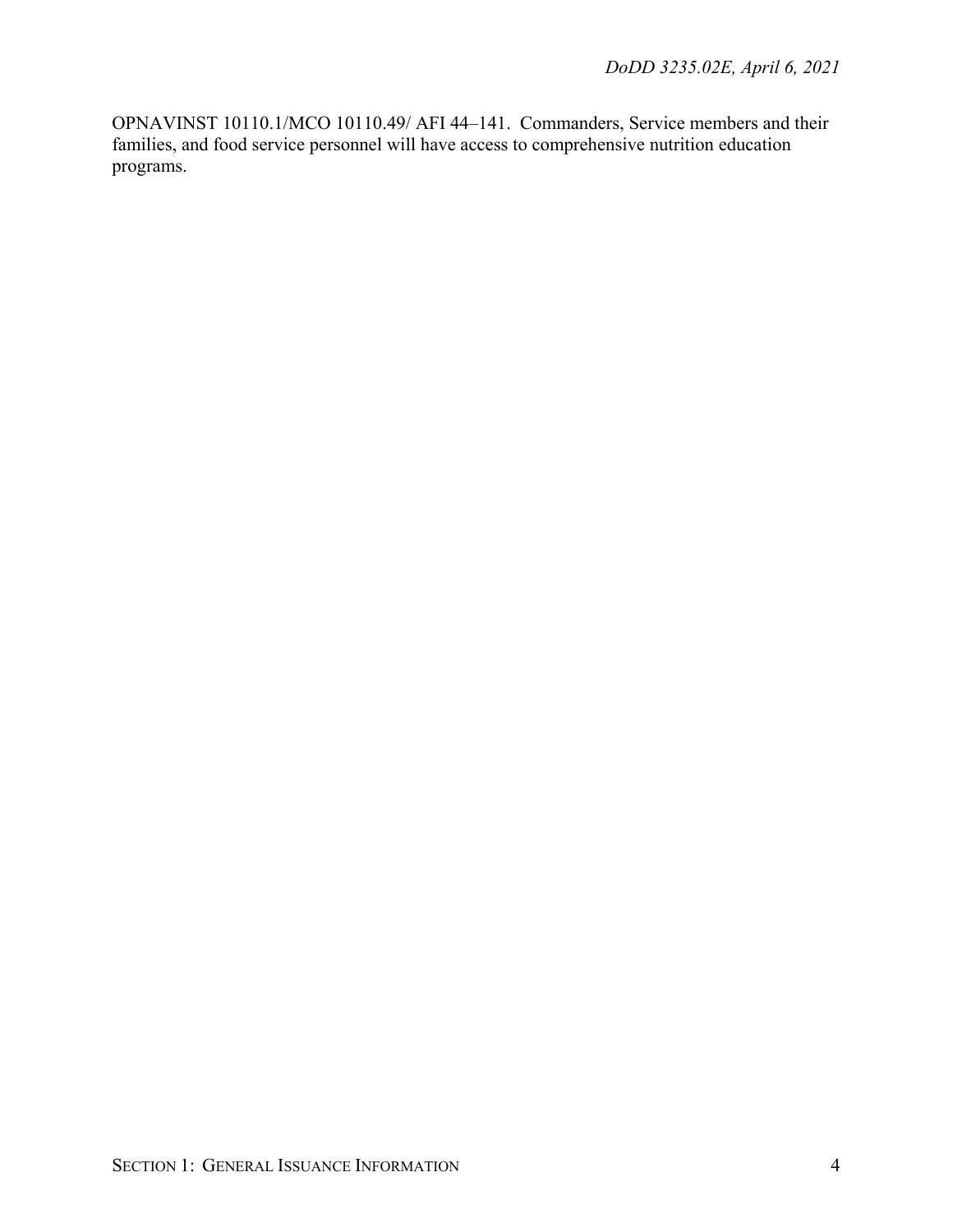OPNAVINST 10110.1/MCO 10110.49/ AFI 44–141. Commanders, Service members and their families, and food service personnel will have access to comprehensive nutrition education programs.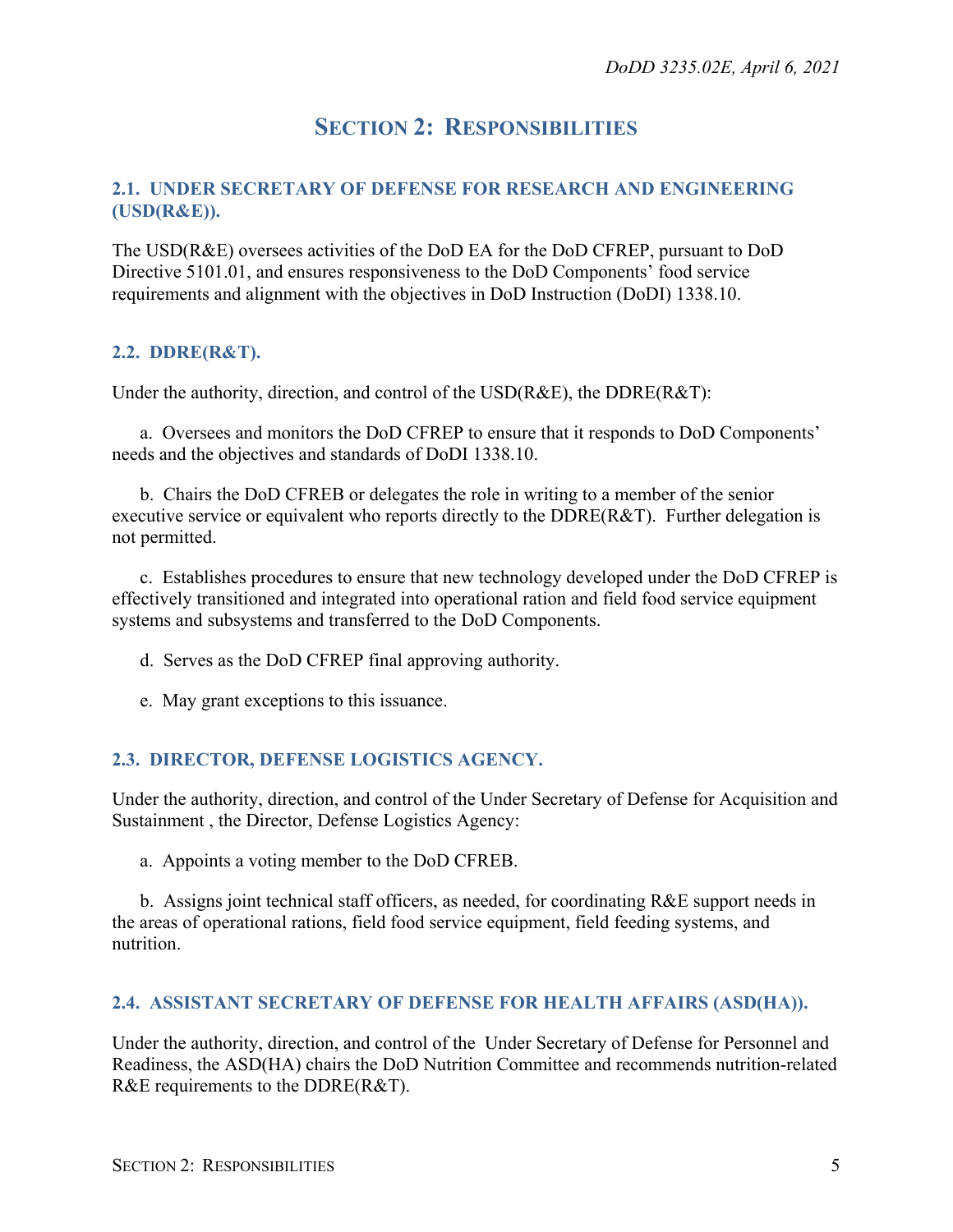# SECTION 2: RESPONSIBILITIES

## 2.1. UNDER SECRETARY OF DEFENSE FOR RESEARCH AND ENGINEERING (USD(R&E)).

The USD(R&E) oversees activities of the DoD EA for the DoD CFREP, pursuant to DoD Directive 5101.01, and ensures responsiveness to the DoD Components' food service requirements and alignment with the objectives in DoD Instruction (DoDI) 1338.10.

## 2.2. DDRE(R&T).

Under the authority, direction, and control of the USD(R&E), the DDRE(R&T):

a. Oversees and monitors the DoD CFREP to ensure that it responds to DoD Components' needs and the objectives and standards of DoDI 1338.10.

b. Chairs the DoD CFREB or delegates the role in writing to a member of the senior executive service or equivalent who reports directly to the DDRE(R&T). Further delegation is not permitted.

c. Establishes procedures to ensure that new technology developed under the DoD CFREP is effectively transitioned and integrated into operational ration and field food service equipment systems and subsystems and transferred to the DoD Components.

d. Serves as the DoD CFREP final approving authority.

e. May grant exceptions to this issuance.

## 2.3. DIRECTOR, DEFENSE LOGISTICS AGENCY.

Under the authority, direction, and control of the Under Secretary of Defense for Acquisition and Sustainment , the Director, Defense Logistics Agency:

a. Appoints a voting member to the DoD CFREB.

b. Assigns joint technical staff officers, as needed, for coordinating R&E support needs in the areas of operational rations, field food service equipment, field feeding systems, and nutrition.

## 2.4. ASSISTANT SECRETARY OF DEFENSE FOR HEALTH AFFAIRS (ASD(HA)).

Under the authority, direction, and control of the Under Secretary of Defense for Personnel and Readiness, the ASD(HA) chairs the DoD Nutrition Committee and recommends nutrition-related R&E requirements to the DDRE(R&T).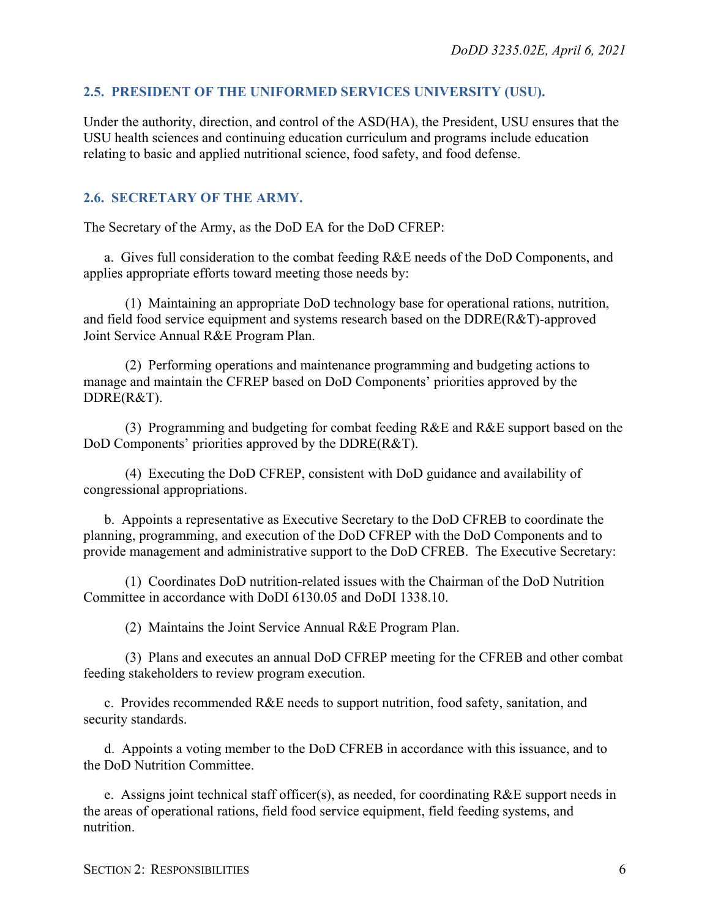### 2.5. PRESIDENT OF THE UNIFORMED SERVICES UNIVERSITY (USU).

Under the authority, direction, and control of the ASD(HA), the President, USU ensures that the USU health sciences and continuing education curriculum and programs include education relating to basic and applied nutritional science, food safety, and food defense.

### 2.6. SECRETARY OF THE ARMY.

The Secretary of the Army, as the DoD EA for the DoD CFREP:

a. Gives full consideration to the combat feeding R&E needs of the DoD Components, and applies appropriate efforts toward meeting those needs by:

(1) Maintaining an appropriate DoD technology base for operational rations, nutrition, and field food service equipment and systems research based on the DDRE(R&T)-approved Joint Service Annual R&E Program Plan.

(2) Performing operations and maintenance programming and budgeting actions to manage and maintain the CFREP based on DoD Components' priorities approved by the DDRE(R&T).

(3) Programming and budgeting for combat feeding R&E and R&E support based on the DoD Components' priorities approved by the DDRE(R&T).

(4) Executing the DoD CFREP, consistent with DoD guidance and availability of congressional appropriations.

b. Appoints a representative as Executive Secretary to the DoD CFREB to coordinate the planning, programming, and execution of the DoD CFREP with the DoD Components and to provide management and administrative support to the DoD CFREB. The Executive Secretary:

(1) Coordinates DoD nutrition-related issues with the Chairman of the DoD Nutrition Committee in accordance with DoDI 6130.05 and DoDI 1338.10.

(2) Maintains the Joint Service Annual R&E Program Plan.

(3) Plans and executes an annual DoD CFREP meeting for the CFREB and other combat feeding stakeholders to review program execution.

c. Provides recommended R&E needs to support nutrition, food safety, sanitation, and security standards.

d. Appoints a voting member to the DoD CFREB in accordance with this issuance, and to the DoD Nutrition Committee.

e. Assigns joint technical staff officer(s), as needed, for coordinating R&E support needs in the areas of operational rations, field food service equipment, field feeding systems, and nutrition.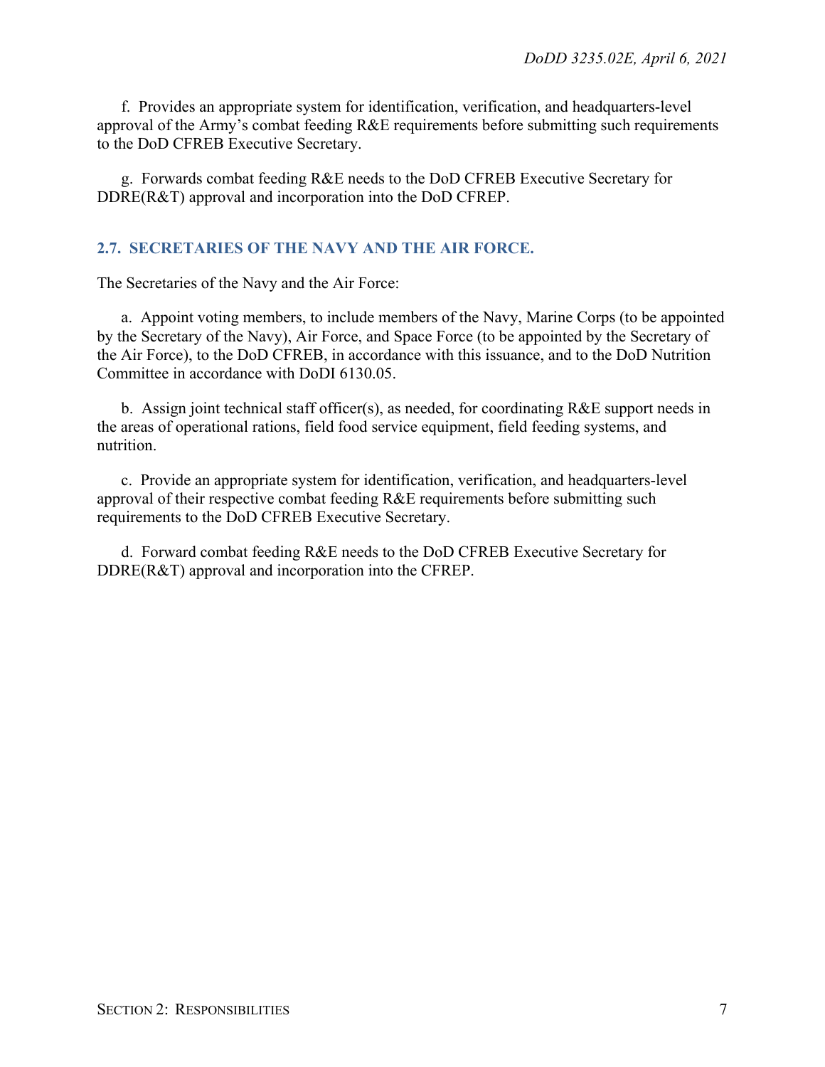f. Provides an appropriate system for identification, verification, and headquarters-level approval of the Army's combat feeding R&E requirements before submitting such requirements to the DoD CFREB Executive Secretary.

g. Forwards combat feeding R&E needs to the DoD CFREB Executive Secretary for DDRE(R&T) approval and incorporation into the DoD CFREP.

## 2.7. SECRETARIES OF THE NAVY AND THE AIR FORCE.

The Secretaries of the Navy and the Air Force:

a. Appoint voting members, to include members of the Navy, Marine Corps (to be appointed by the Secretary of the Navy), Air Force, and Space Force (to be appointed by the Secretary of the Air Force), to the DoD CFREB, in accordance with this issuance, and to the DoD Nutrition Committee in accordance with DoDI 6130.05.

b. Assign joint technical staff officer(s), as needed, for coordinating R&E support needs in the areas of operational rations, field food service equipment, field feeding systems, and nutrition.

c. Provide an appropriate system for identification, verification, and headquarters-level approval of their respective combat feeding R&E requirements before submitting such requirements to the DoD CFREB Executive Secretary.

d. Forward combat feeding R&E needs to the DoD CFREB Executive Secretary for DDRE(R&T) approval and incorporation into the CFREP.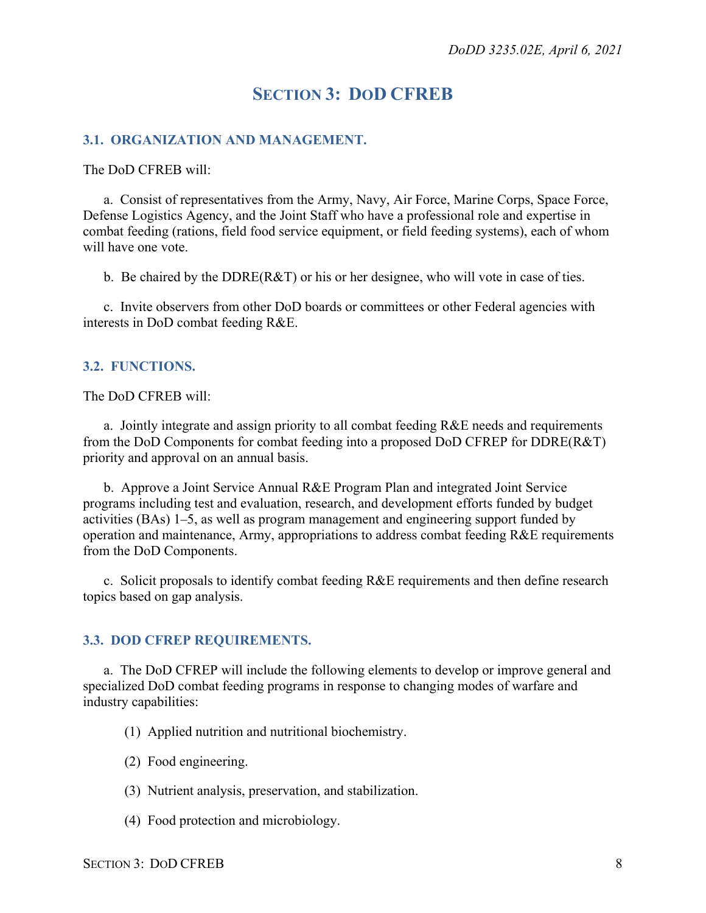# Section 3: DoD CFREB

## 3.1. ORGANIZATION AND MANAGEMENT.

The DoD CFREB will:

a. Consist of representatives from the Army, Navy, Air Force, Marine Corps, Space Force, Defense Logistics Agency, and the Joint Staff who have a professional role and expertise in combat feeding (rations, field food service equipment, or field feeding systems), each of whom will have one vote.

b. Be chaired by the DDRE(R&T) or his or her designee, who will vote in case of ties.

c. Invite observers from other DoD boards or committees or other Federal agencies with interests in DoD combat feeding R&E.

## 3.2. FUNCTIONS.

The DoD CFREB will:

a. Jointly integrate and assign priority to all combat feeding R&E needs and requirements from the DoD Components for combat feeding into a proposed DoD CFREP for DDRE(R&T) priority and approval on an annual basis.

b. Approve a Joint Service Annual R&E Program Plan and integrated Joint Service programs including test and evaluation, research, and development efforts funded by budget activities (BAs) 1–5, as well as program management and engineering support funded by operation and maintenance, Army, appropriations to address combat feeding R&E requirements from the DoD Components.

c. Solicit proposals to identify combat feeding R&E requirements and then define research topics based on gap analysis.

## 3.3. DOD CFREP REQUIREMENTS.

a. The DoD CFREP will include the following elements to develop or improve general and specialized DoD combat feeding programs in response to changing modes of warfare and industry capabilities:

(1) Applied nutrition and nutritional biochemistry.

(2) Food engineering.

(3) Nutrient analysis, preservation, and stabilization.

(4) Food protection and microbiology.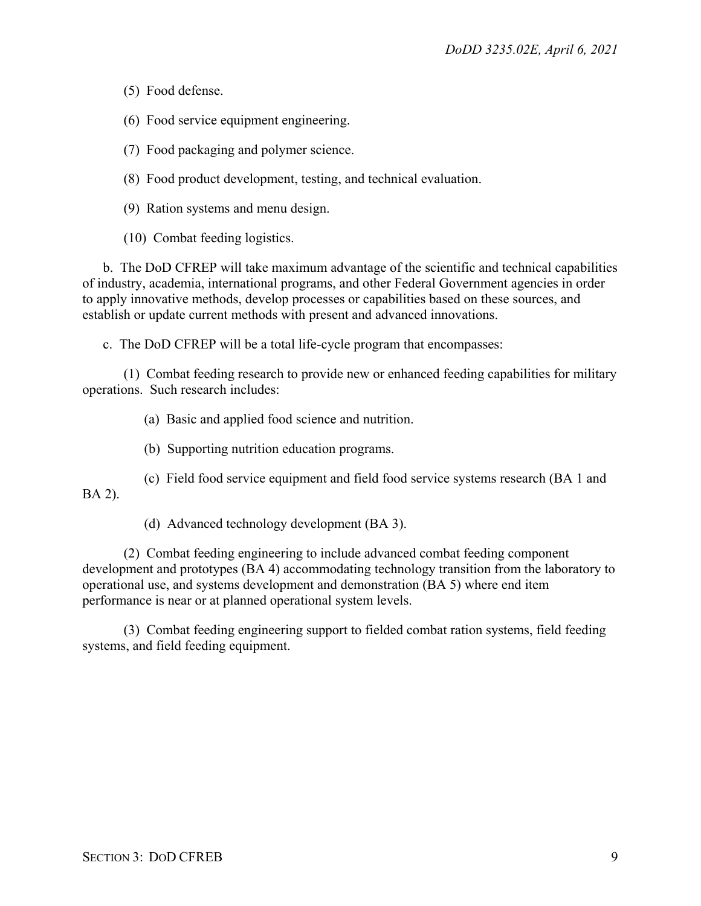(5) Food defense.

(6) Food service equipment engineering.

(7) Food packaging and polymer science.

(8) Food product development, testing, and technical evaluation.

(9) Ration systems and menu design.

(10) Combat feeding logistics.

b. The DoD CFREP will take maximum advantage of the scientific and technical capabilities of industry, academia, international programs, and other Federal Government agencies in order to apply innovative methods, develop processes or capabilities based on these sources, and establish or update current methods with present and advanced innovations.

c. The DoD CFREP will be a total life-cycle program that encompasses:

(1) Combat feeding research to provide new or enhanced feeding capabilities for military operations. Such research includes:

(a) Basic and applied food science and nutrition.

(b) Supporting nutrition education programs.

(c) Field food service equipment and field food service systems research (BA 1 and BA 2).

(d) Advanced technology development (BA 3).

(2) Combat feeding engineering to include advanced combat feeding component development and prototypes (BA 4) accommodating technology transition from the laboratory to operational use, and systems development and demonstration (BA 5) where end item performance is near or at planned operational system levels.

(3) Combat feeding engineering support to fielded combat ration systems, field feeding systems, and field feeding equipment.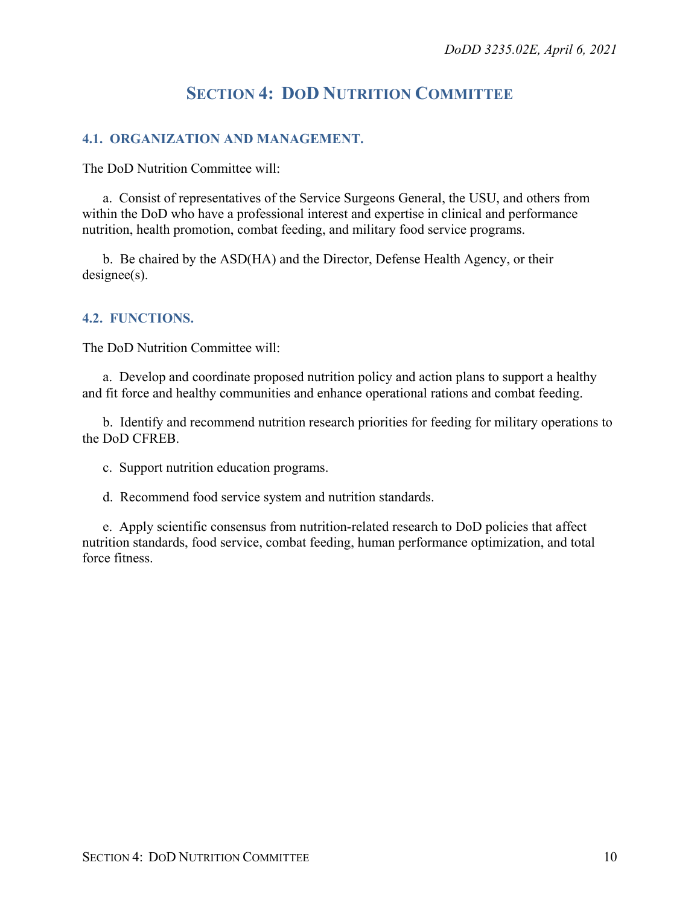# SECTION 4: DoD NUTRITION COMMITTEE

## 4.1. ORGANIZATION AND MANAGEMENT.

The DoD Nutrition Committee will:

a. Consist of representatives of the Service Surgeons General, the USU, and others from within the DoD who have a professional interest and expertise in clinical and performance nutrition, health promotion, combat feeding, and military food service programs.

b. Be chaired by the ASD(HA) and the Director, Defense Health Agency, or their designee(s).

## 4.2. FUNCTIONS.

The DoD Nutrition Committee will:

a. Develop and coordinate proposed nutrition policy and action plans to support a healthy and fit force and healthy communities and enhance operational rations and combat feeding.

b. Identify and recommend nutrition research priorities for feeding for military operations to the DoD CFREB.

c. Support nutrition education programs.

d. Recommend food service system and nutrition standards.

e. Apply scientific consensus from nutrition-related research to DoD policies that affect nutrition standards, food service, combat feeding, human performance optimization, and total force fitness.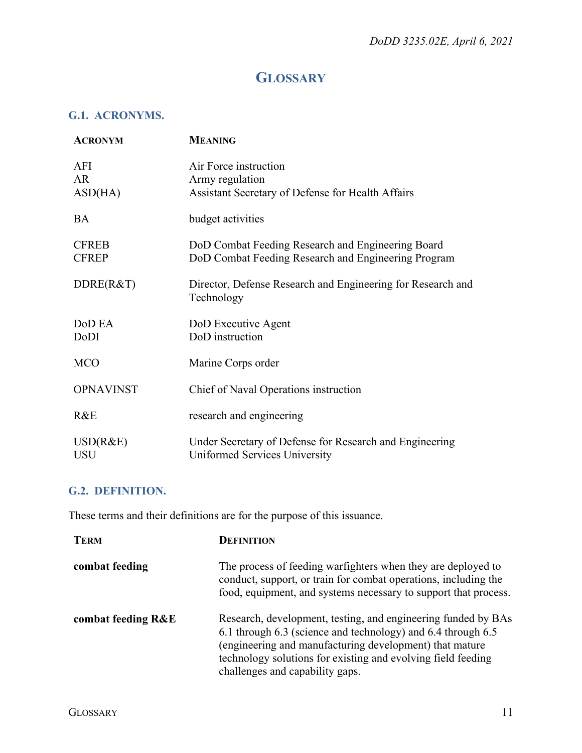# GLOSSARY

## G.1. ACRONYMS.

| ACRONYM | MEANING |
|---|---|
| AFI | Air Force instruction |
| AR | Army regulation |
| ASD(HA) | Assistant Secretary of Defense for Health Affairs |
| BA | budget activities |
| CFREB | DoD Combat Feeding Research and Engineering Board |
| CFREP | DoD Combat Feeding Research and Engineering Program |
| DDRE(R&T) | Director, Defense Research and Engineering for Research and Technology |
| DoD EA | DoD Executive Agent |
| DoDI | DoD instruction |
| MCO | Marine Corps order |
| OPNAVINST | Chief of Naval Operations instruction |
| R&E | research and engineering |
| USD(R&E) | Under Secretary of Defense for Research and Engineering |
| USU | Uniformed Services University |

## G.2. DEFINITION.

These terms and their definitions are for the purpose of this issuance.

| TERM | DEFINITION |
|---|---|
| **combat feeding** | The process of feeding warfighters when they are deployed to conduct, support, or train for combat operations, including the food, equipment, and systems necessary to support that process. |
| **combat feeding R&E** | Research, development, testing, and engineering funded by BAs 6.1 through 6.3 (science and technology) and 6.4 through 6.5 (engineering and manufacturing development) that mature technology solutions for existing and evolving field feeding challenges and capability gaps. |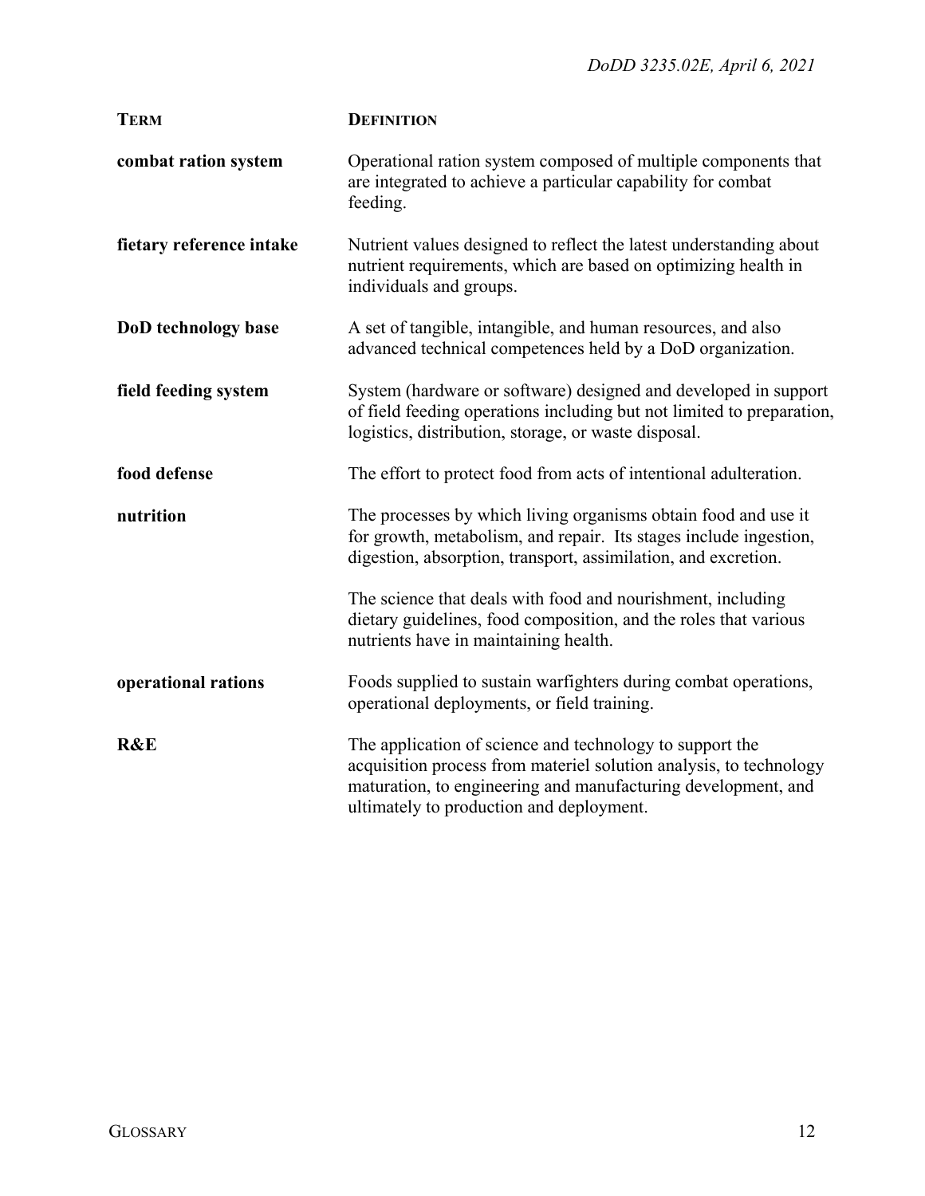| TERM | DEFINITION |
| --- | --- |
| **combat ration system** | Operational ration system composed of multiple components that are integrated to achieve a particular capability for combat feeding. |
| **fietary reference intake** | Nutrient values designed to reflect the latest understanding about nutrient requirements, which are based on optimizing health in individuals and groups. |
| **DoD technology base** | A set of tangible, intangible, and human resources, and also advanced technical competences held by a DoD organization. |
| **field feeding system** | System (hardware or software) designed and developed in support of field feeding operations including but not limited to preparation, logistics, distribution, storage, or waste disposal. |
| **food defense** | The effort to protect food from acts of intentional adulteration. |
| **nutrition** | The processes by which living organisms obtain food and use it for growth, metabolism, and repair. Its stages include ingestion, digestion, absorption, transport, assimilation, and excretion.<br><br>The science that deals with food and nourishment, including dietary guidelines, food composition, and the roles that various nutrients have in maintaining health. |
| **operational rations** | Foods supplied to sustain warfighters during combat operations, operational deployments, or field training. |
| **R&E** | The application of science and technology to support the acquisition process from materiel solution analysis, to technology maturation, to engineering and manufacturing development, and ultimately to production and deployment. |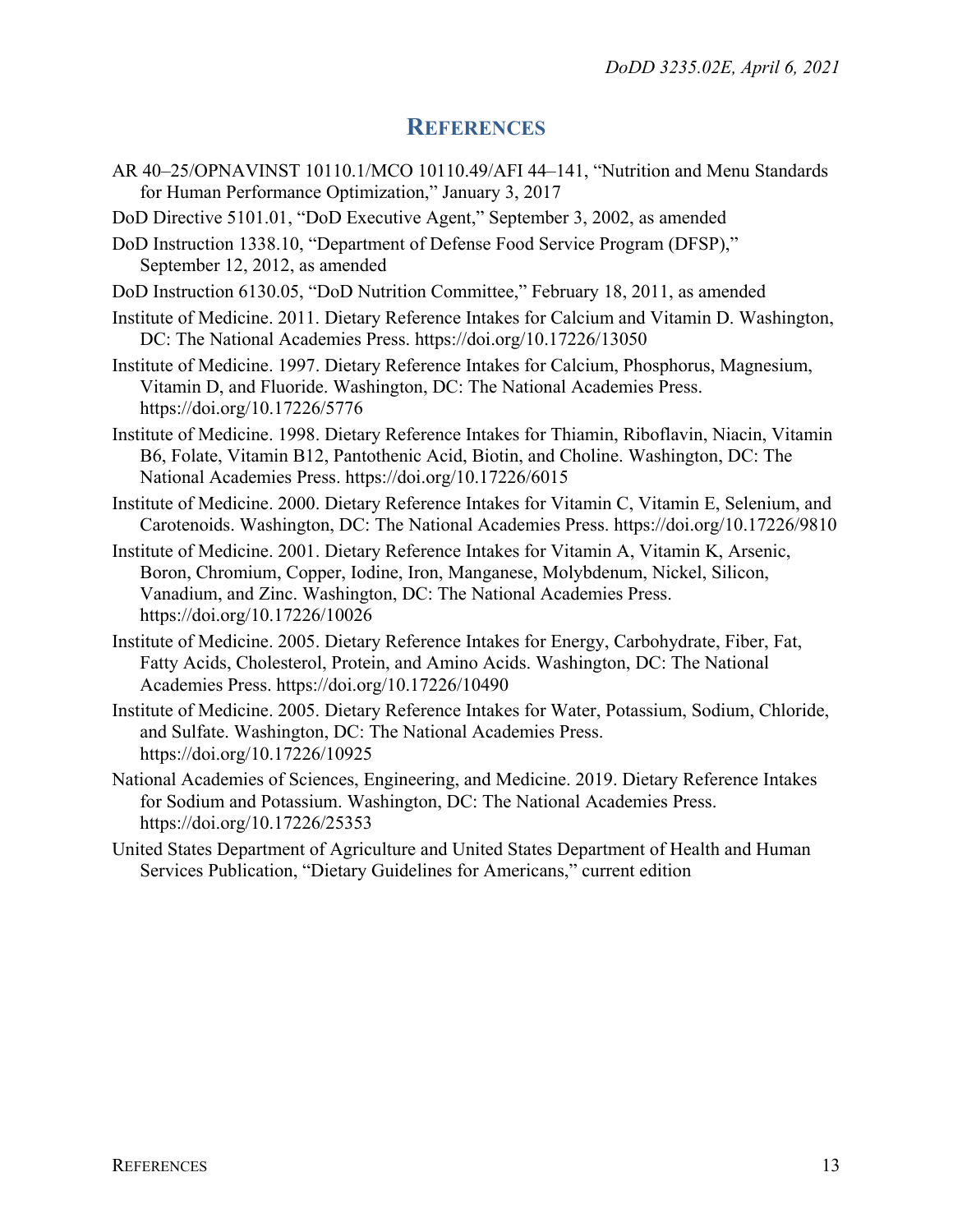# REFERENCES

AR 40–25/OPNAVINST 10110.1/MCO 10110.49/AFI 44–141, "Nutrition and Menu Standards for Human Performance Optimization," January 3, 2017

DoD Directive 5101.01, "DoD Executive Agent," September 3, 2002, as amended

DoD Instruction 1338.10, "Department of Defense Food Service Program (DFSP)," September 12, 2012, as amended

DoD Instruction 6130.05, "DoD Nutrition Committee," February 18, 2011, as amended

Institute of Medicine. 2011. Dietary Reference Intakes for Calcium and Vitamin D. Washington, DC: The National Academies Press. https://doi.org/10.17226/13050

Institute of Medicine. 1997. Dietary Reference Intakes for Calcium, Phosphorus, Magnesium, Vitamin D, and Fluoride. Washington, DC: The National Academies Press. https://doi.org/10.17226/5776

Institute of Medicine. 1998. Dietary Reference Intakes for Thiamin, Riboflavin, Niacin, Vitamin B6, Folate, Vitamin B12, Pantothenic Acid, Biotin, and Choline. Washington, DC: The National Academies Press. https://doi.org/10.17226/6015

Institute of Medicine. 2000. Dietary Reference Intakes for Vitamin C, Vitamin E, Selenium, and Carotenoids. Washington, DC: The National Academies Press. https://doi.org/10.17226/9810

Institute of Medicine. 2001. Dietary Reference Intakes for Vitamin A, Vitamin K, Arsenic, Boron, Chromium, Copper, Iodine, Iron, Manganese, Molybdenum, Nickel, Silicon, Vanadium, and Zinc. Washington, DC: The National Academies Press. https://doi.org/10.17226/10026

Institute of Medicine. 2005. Dietary Reference Intakes for Energy, Carbohydrate, Fiber, Fat, Fatty Acids, Cholesterol, Protein, and Amino Acids. Washington, DC: The National Academies Press. https://doi.org/10.17226/10490

Institute of Medicine. 2005. Dietary Reference Intakes for Water, Potassium, Sodium, Chloride, and Sulfate. Washington, DC: The National Academies Press. https://doi.org/10.17226/10925

National Academies of Sciences, Engineering, and Medicine. 2019. Dietary Reference Intakes for Sodium and Potassium. Washington, DC: The National Academies Press. https://doi.org/10.17226/25353

United States Department of Agriculture and United States Department of Health and Human Services Publication, "Dietary Guidelines for Americans," current edition